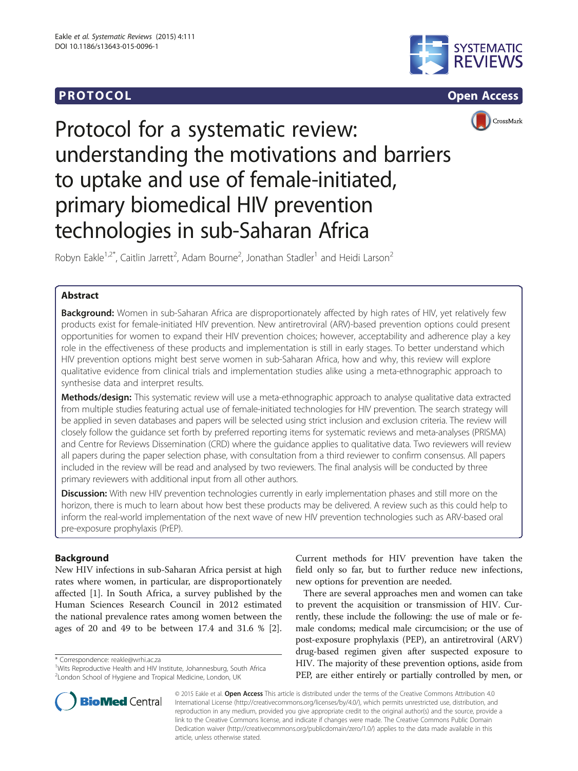**PROTOCOL** **Open Access**

# Protocol for a systematic review: understanding the motivations and barriers to uptake and use of female-initiated, primary biomedical HIV prevention technologies in sub-Saharan Africa

Robyn Eakle[1,2*], Caitlin Jarrett[2], Adam Bourne[2], Jonathan Stadler[1] and Heidi Larson[2]

## Abstract

**Background:** Women in sub-Saharan Africa are disproportionately affected by high rates of HIV, yet relatively few products exist for female-initiated HIV prevention. New antiretroviral (ARV)-based prevention options could present opportunities for women to expand their HIV prevention choices; however, acceptability and adherence play a key role in the effectiveness of these products and implementation is still in early stages. To better understand which HIV prevention options might best serve women in sub-Saharan Africa, how and why, this review will explore qualitative evidence from clinical trials and implementation studies alike using a meta-ethnographic approach to synthesise data and interpret results.

**Methods/design:** This systematic review will use a meta-ethnographic approach to analyse qualitative data extracted from multiple studies featuring actual use of female-initiated technologies for HIV prevention. The search strategy will be applied in seven databases and papers will be selected using strict inclusion and exclusion criteria. The review will closely follow the guidance set forth by preferred reporting items for systematic reviews and meta-analyses (PRISMA) and Centre for Reviews Dissemination (CRD) where the guidance applies to qualitative data. Two reviewers will review all papers during the paper selection phase, with consultation from a third reviewer to confirm consensus. All papers included in the review will be read and analysed by two reviewers. The final analysis will be conducted by three primary reviewers with additional input from all other authors.

**Discussion:** With new HIV prevention technologies currently in early implementation phases and still more on the horizon, there is much to learn about how best these products may be delivered. A review such as this could help to inform the real-world implementation of the next wave of new HIV prevention technologies such as ARV-based oral pre-exposure prophylaxis (PrEP).

## Background

New HIV infections in sub-Saharan Africa persist at high rates where women, in particular, are disproportionately affected [1]. In South Africa, a survey published by the Human Sciences Research Council in 2012 estimated the national prevalence rates among women between the ages of 20 and 49 to be between 17.4 and 31.6 % [2]. Current methods for HIV prevention have taken the field only so far, but to further reduce new infections, new options for prevention are needed.

There are several approaches men and women can take to prevent the acquisition or transmission of HIV. Currently, these include the following: the use of male or female condoms; medical male circumcision; or the use of post-exposure prophylaxis (PEP), an antiretroviral (ARV) drug-based regimen given after suspected exposure to HIV. The majority of these prevention options, aside from PEP, are either entirely or partially controlled by men, or

\* Correspondence: reakle@wrhi.ac.za
[1]Wits Reproductive Health and HIV Institute, Johannesburg, South Africa
[2]London School of Hygiene and Tropical Medicine, London, UK

© 2015 Eakle et al. **Open Access** This article is distributed under the terms of the Creative Commons Attribution 4.0 International License (http://creativecommons.org/licenses/by/4.0/), which permits unrestricted use, distribution, and reproduction in any medium, provided you give appropriate credit to the original author(s) and the source, provide a link to the Creative Commons license, and indicate if changes were made. The Creative Commons Public Domain Dedication waiver (http://creativecommons.org/publicdomain/zero/1.0/) applies to the data made available in this article, unless otherwise stated.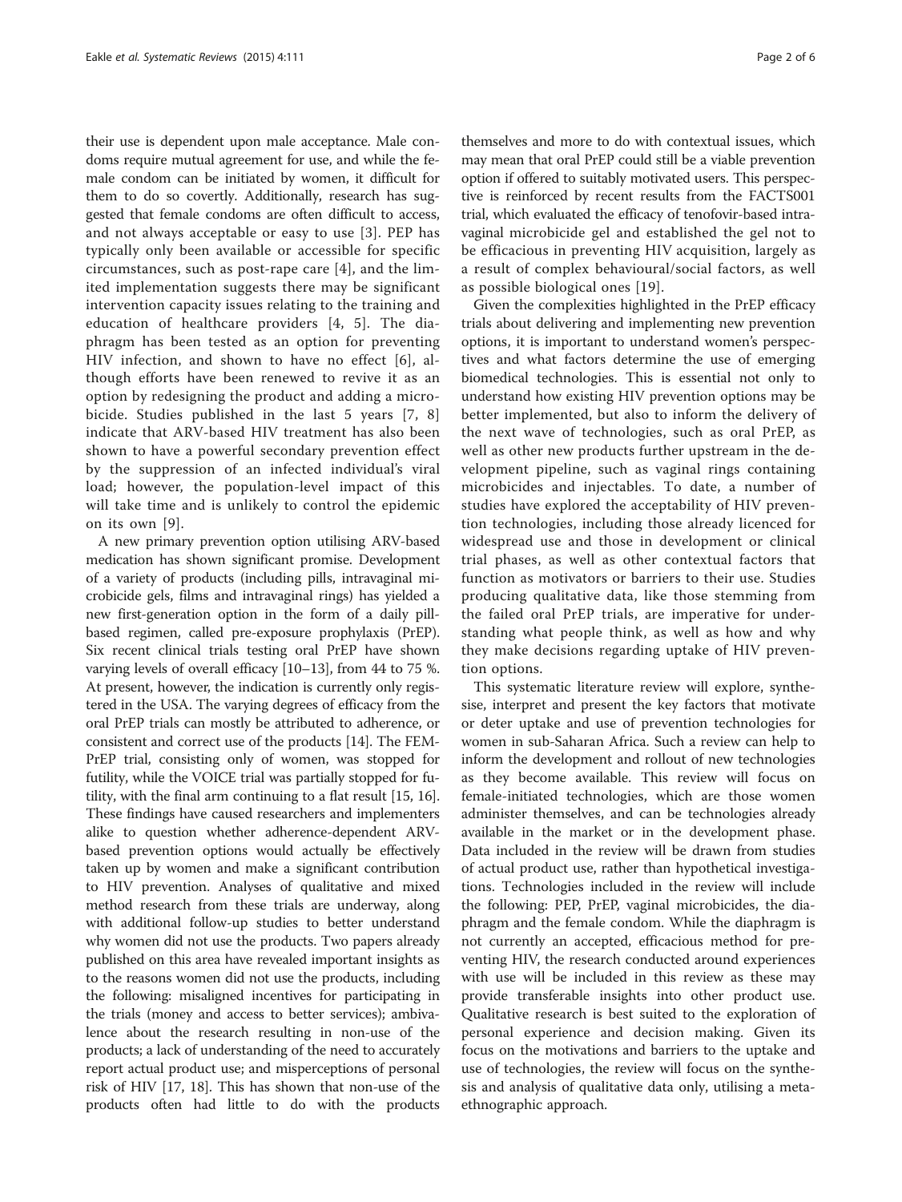their use is dependent upon male acceptance. Male condoms require mutual agreement for use, and while the female condom can be initiated by women, it difficult for them to do so covertly. Additionally, research has suggested that female condoms are often difficult to access, and not always acceptable or easy to use [3]. PEP has typically only been available or accessible for specific circumstances, such as post-rape care [4], and the limited implementation suggests there may be significant intervention capacity issues relating to the training and education of healthcare providers [4, 5]. The diaphragm has been tested as an option for preventing HIV infection, and shown to have no effect [6], although efforts have been renewed to revive it as an option by redesigning the product and adding a microbicide. Studies published in the last 5 years [7, 8] indicate that ARV-based HIV treatment has also been shown to have a powerful secondary prevention effect by the suppression of an infected individual's viral load; however, the population-level impact of this will take time and is unlikely to control the epidemic on its own [9].

A new primary prevention option utilising ARV-based medication has shown significant promise. Development of a variety of products (including pills, intravaginal microbicide gels, films and intravaginal rings) has yielded a new first-generation option in the form of a daily pill-based regimen, called pre-exposure prophylaxis (PrEP). Six recent clinical trials testing oral PrEP have shown varying levels of overall efficacy [10–13], from 44 to 75 %. At present, however, the indication is currently only registered in the USA. The varying degrees of efficacy from the oral PrEP trials can mostly be attributed to adherence, or consistent and correct use of the products [14]. The FEM-PrEP trial, consisting only of women, was stopped for futility, while the VOICE trial was partially stopped for futility, with the final arm continuing to a flat result [15, 16]. These findings have caused researchers and implementers alike to question whether adherence-dependent ARV-based prevention options would actually be effectively taken up by women and make a significant contribution to HIV prevention. Analyses of qualitative and mixed method research from these trials are underway, along with additional follow-up studies to better understand why women did not use the products. Two papers already published on this area have revealed important insights as to the reasons women did not use the products, including the following: misaligned incentives for participating in the trials (money and access to better services); ambivalence about the research resulting in non-use of the products; a lack of understanding of the need to accurately report actual product use; and misperceptions of personal risk of HIV [17, 18]. This has shown that non-use of the products often had little to do with the products themselves and more to do with contextual issues, which may mean that oral PrEP could still be a viable prevention option if offered to suitably motivated users. This perspective is reinforced by recent results from the FACTS001 trial, which evaluated the efficacy of tenofovir-based intravaginal microbicide gel and established the gel not to be efficacious in preventing HIV acquisition, largely as a result of complex behavioural/social factors, as well as possible biological ones [19].

Given the complexities highlighted in the PrEP efficacy trials about delivering and implementing new prevention options, it is important to understand women's perspectives and what factors determine the use of emerging biomedical technologies. This is essential not only to understand how existing HIV prevention options may be better implemented, but also to inform the delivery of the next wave of technologies, such as oral PrEP, as well as other new products further upstream in the development pipeline, such as vaginal rings containing microbicides and injectables. To date, a number of studies have explored the acceptability of HIV prevention technologies, including those already licenced for widespread use and those in development or clinical trial phases, as well as other contextual factors that function as motivators or barriers to their use. Studies producing qualitative data, like those stemming from the failed oral PrEP trials, are imperative for understanding what people think, as well as how and why they make decisions regarding uptake of HIV prevention options.

This systematic literature review will explore, synthesise, interpret and present the key factors that motivate or deter uptake and use of prevention technologies for women in sub-Saharan Africa. Such a review can help to inform the development and rollout of new technologies as they become available. This review will focus on female-initiated technologies, which are those women administer themselves, and can be technologies already available in the market or in the development phase. Data included in the review will be drawn from studies of actual product use, rather than hypothetical investigations. Technologies included in the review will include the following: PEP, PrEP, vaginal microbicides, the diaphragm and the female condom. While the diaphragm is not currently an accepted, efficacious method for preventing HIV, the research conducted around experiences with use will be included in this review as these may provide transferable insights into other product use. Qualitative research is best suited to the exploration of personal experience and decision making. Given its focus on the motivations and barriers to the uptake and use of technologies, the review will focus on the synthesis and analysis of qualitative data only, utilising a meta-ethnographic approach.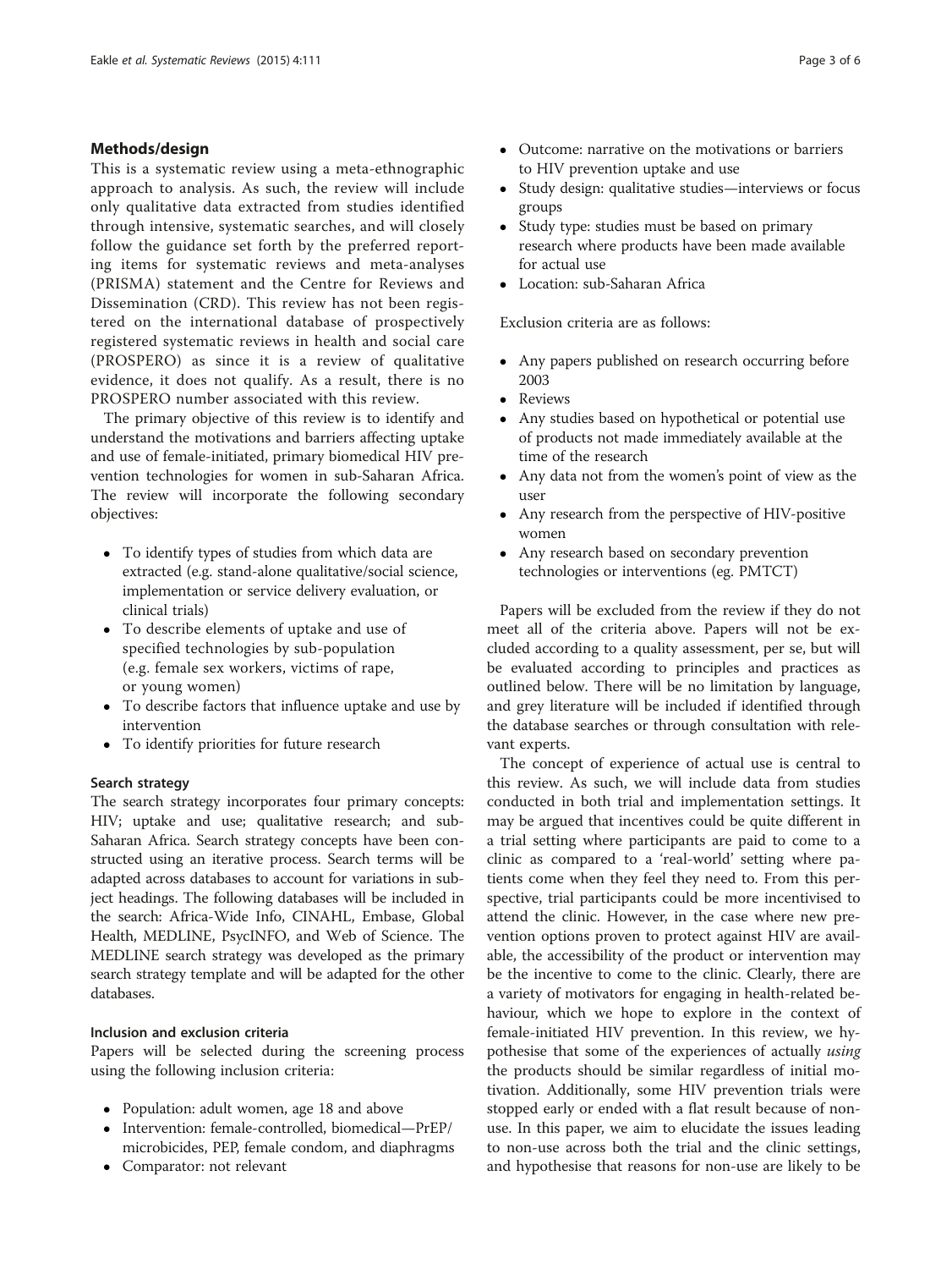## Methods/design

This is a systematic review using a meta-ethnographic approach to analysis. As such, the review will include only qualitative data extracted from studies identified through intensive, systematic searches, and will closely follow the guidance set forth by the preferred reporting items for systematic reviews and meta-analyses (PRISMA) statement and the Centre for Reviews and Dissemination (CRD). This review has not been registered on the international database of prospectively registered systematic reviews in health and social care (PROSPERO) as since it is a review of qualitative evidence, it does not qualify. As a result, there is no PROSPERO number associated with this review.

The primary objective of this review is to identify and understand the motivations and barriers affecting uptake and use of female-initiated, primary biomedical HIV prevention technologies for women in sub-Saharan Africa. The review will incorporate the following secondary objectives:

- To identify types of studies from which data are extracted (e.g. stand-alone qualitative/social science, implementation or service delivery evaluation, or clinical trials)
- To describe elements of uptake and use of specified technologies by sub-population (e.g. female sex workers, victims of rape, or young women)
- To describe factors that influence uptake and use by intervention
- To identify priorities for future research

### Search strategy

The search strategy incorporates four primary concepts: HIV; uptake and use; qualitative research; and sub-Saharan Africa. Search strategy concepts have been constructed using an iterative process. Search terms will be adapted across databases to account for variations in subject headings. The following databases will be included in the search: Africa-Wide Info, CINAHL, Embase, Global Health, MEDLINE, PsycINFO, and Web of Science. The MEDLINE search strategy was developed as the primary search strategy template and will be adapted for the other databases.

### Inclusion and exclusion criteria

Papers will be selected during the screening process using the following inclusion criteria:

- Population: adult women, age 18 and above
- Intervention: female-controlled, biomedical—PrEP/microbicides, PEP, female condom, and diaphragms
- Comparator: not relevant
- Outcome: narrative on the motivations or barriers to HIV prevention uptake and use
- Study design: qualitative studies—interviews or focus groups
- Study type: studies must be based on primary research where products have been made available for actual use
- Location: sub-Saharan Africa

Exclusion criteria are as follows:

- Any papers published on research occurring before 2003
- Reviews
- Any studies based on hypothetical or potential use of products not made immediately available at the time of the research
- Any data not from the women's point of view as the user
- Any research from the perspective of HIV-positive women
- Any research based on secondary prevention technologies or interventions (eg. PMTCT)

Papers will be excluded from the review if they do not meet all of the criteria above. Papers will not be excluded according to a quality assessment, per se, but will be evaluated according to principles and practices as outlined below. There will be no limitation by language, and grey literature will be included if identified through the database searches or through consultation with relevant experts.

The concept of experience of actual use is central to this review. As such, we will include data from studies conducted in both trial and implementation settings. It may be argued that incentives could be quite different in a trial setting where participants are paid to come to a clinic as compared to a 'real-world' setting where patients come when they feel they need to. From this perspective, trial participants could be more incentivised to attend the clinic. However, in the case where new prevention options proven to protect against HIV are available, the accessibility of the product or intervention may be the incentive to come to the clinic. Clearly, there are a variety of motivators for engaging in health-related behaviour, which we hope to explore in the context of female-initiated HIV prevention. In this review, we hypothesise that some of the experiences of actually *using* the products should be similar regardless of initial motivation. Additionally, some HIV prevention trials were stopped early or ended with a flat result because of non-use. In this paper, we aim to elucidate the issues leading to non-use across both the trial and the clinic settings, and hypothesise that reasons for non-use are likely to be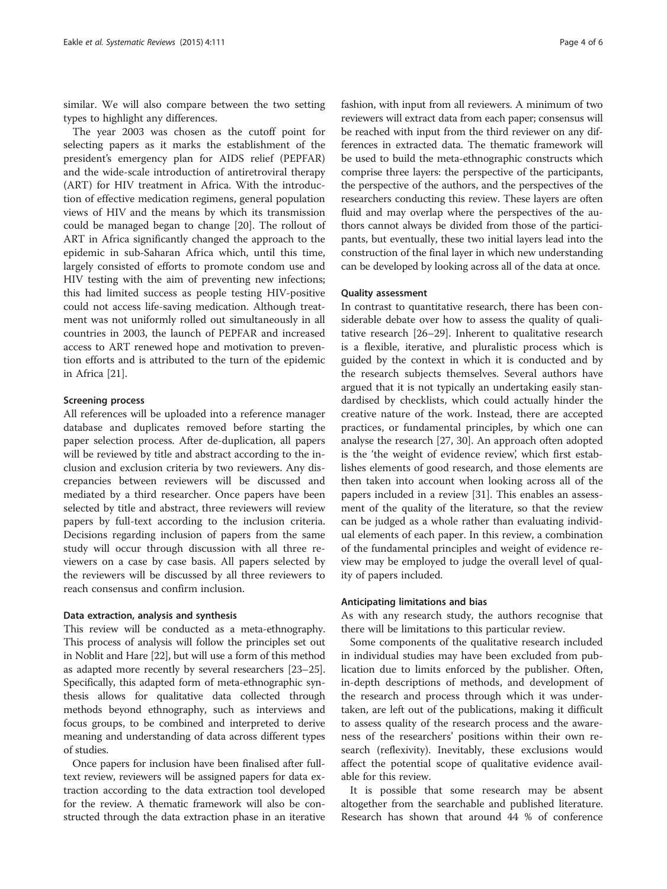similar. We will also compare between the two setting types to highlight any differences.

The year 2003 was chosen as the cutoff point for selecting papers as it marks the establishment of the president's emergency plan for AIDS relief (PEPFAR) and the wide-scale introduction of antiretroviral therapy (ART) for HIV treatment in Africa. With the introduction of effective medication regimens, general population views of HIV and the means by which its transmission could be managed began to change [20]. The rollout of ART in Africa significantly changed the approach to the epidemic in sub-Saharan Africa which, until this time, largely consisted of efforts to promote condom use and HIV testing with the aim of preventing new infections; this had limited success as people testing HIV-positive could not access life-saving medication. Although treatment was not uniformly rolled out simultaneously in all countries in 2003, the launch of PEPFAR and increased access to ART renewed hope and motivation to prevention efforts and is attributed to the turn of the epidemic in Africa [21].

#### Screening process

All references will be uploaded into a reference manager database and duplicates removed before starting the paper selection process. After de-duplication, all papers will be reviewed by title and abstract according to the inclusion and exclusion criteria by two reviewers. Any discrepancies between reviewers will be discussed and mediated by a third researcher. Once papers have been selected by title and abstract, three reviewers will review papers by full-text according to the inclusion criteria. Decisions regarding inclusion of papers from the same study will occur through discussion with all three reviewers on a case by case basis. All papers selected by the reviewers will be discussed by all three reviewers to reach consensus and confirm inclusion.

#### Data extraction, analysis and synthesis

This review will be conducted as a meta-ethnography. This process of analysis will follow the principles set out in Noblit and Hare [22], but will use a form of this method as adapted more recently by several researchers [23–25]. Specifically, this adapted form of meta-ethnographic synthesis allows for qualitative data collected through methods beyond ethnography, such as interviews and focus groups, to be combined and interpreted to derive meaning and understanding of data across different types of studies.

Once papers for inclusion have been finalised after full-text review, reviewers will be assigned papers for data extraction according to the data extraction tool developed for the review. A thematic framework will also be constructed through the data extraction phase in an iterative fashion, with input from all reviewers. A minimum of two reviewers will extract data from each paper; consensus will be reached with input from the third reviewer on any differences in extracted data. The thematic framework will be used to build the meta-ethnographic constructs which comprise three layers: the perspective of the participants, the perspective of the authors, and the perspectives of the researchers conducting this review. These layers are often fluid and may overlap where the perspectives of the authors cannot always be divided from those of the participants, but eventually, these two initial layers lead into the construction of the final layer in which new understanding can be developed by looking across all of the data at once.

#### Quality assessment

In contrast to quantitative research, there has been considerable debate over how to assess the quality of qualitative research [26–29]. Inherent to qualitative research is a flexible, iterative, and pluralistic process which is guided by the context in which it is conducted and by the research subjects themselves. Several authors have argued that it is not typically an undertaking easily standardised by checklists, which could actually hinder the creative nature of the work. Instead, there are accepted practices, or fundamental principles, by which one can analyse the research [27, 30]. An approach often adopted is the 'the weight of evidence review', which first establishes elements of good research, and those elements are then taken into account when looking across all of the papers included in a review [31]. This enables an assessment of the quality of the literature, so that the review can be judged as a whole rather than evaluating individual elements of each paper. In this review, a combination of the fundamental principles and weight of evidence review may be employed to judge the overall level of quality of papers included.

#### Anticipating limitations and bias

As with any research study, the authors recognise that there will be limitations to this particular review.

Some components of the qualitative research included in individual studies may have been excluded from publication due to limits enforced by the publisher. Often, in-depth descriptions of methods, and development of the research and process through which it was undertaken, are left out of the publications, making it difficult to assess quality of the research process and the awareness of the researchers' positions within their own research (reflexivity). Inevitably, these exclusions would affect the potential scope of qualitative evidence available for this review.

It is possible that some research may be absent altogether from the searchable and published literature. Research has shown that around 44 % of conference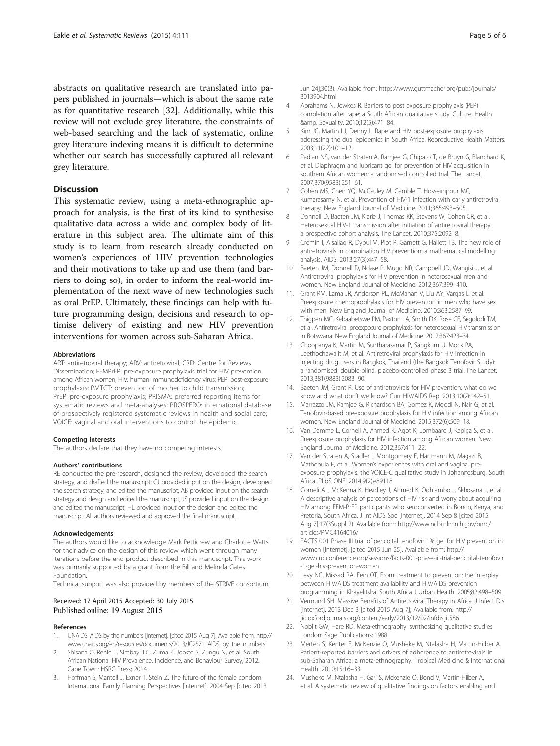abstracts on qualitative research are translated into papers published in journals—which is about the same rate as for quantitative research [32]. Additionally, while this review will not exclude grey literature, the constraints of web-based searching and the lack of systematic, online grey literature indexing means it is difficult to determine whether our search has successfully captured all relevant grey literature.

## Discussion

This systematic review, using a meta-ethnographic approach for analysis, is the first of its kind to synthesise qualitative data across a wide and complex body of literature in this subject area. The ultimate aim of this study is to learn from research already conducted on women's experiences of HIV prevention technologies and their motivations to take up and use them (and barriers to doing so), in order to inform the real-world implementation of the next wave of new technologies such as oral PrEP. Ultimately, these findings can help with future programming design, decisions and research to optimise delivery of existing and new HIV prevention interventions for women across sub-Saharan Africa.

#### Abbreviations

ART: antiretroviral therapy; ARV: antiretroviral; CRD: Centre for Reviews Dissemination; FEMPrEP: pre-exposure prophylaxis trial for HIV prevention among African women; HIV: human immunodeficiency virus; PEP: post-exposure prophylaxis; PMTCT: prevention of mother to child transmission; PrEP: pre-exposure prophylaxis; PRISMA: preferred reporting items for systematic reviews and meta-analyses; PROSPERO: international database of prospectively registered systematic reviews in health and social care; VOICE: vaginal and oral interventions to control the epidemic.

#### Competing interests

The authors declare that they have no competing interests.

#### Authors' contributions

RE conducted the pre-research, designed the review, developed the search strategy, and drafted the manuscript; CJ provided input on the design, developed the search strategy, and edited the manuscript; AB provided input on the search strategy and design and edited the manuscript; JS provided input on the design and edited the manuscript; HL provided input on the design and edited the manuscript. All authors reviewed and approved the final manuscript.

#### Acknowledgements

The authors would like to acknowledge Mark Petticrew and Charlotte Watts for their advice on the design of this review which went through many iterations before the end product described in this manuscript. This work was primarily supported by a grant from the Bill and Melinda Gates Foundation.

Technical support was also provided by members of the STRIVE consortium.

Received: 17 April 2015 Accepted: 30 July 2015
Published online: 19 August 2015

#### References

1. UNAIDS. AIDS by the numbers [Internet]. [cited 2015 Aug 7]. Available from: http://www.unaids.org/en/resources/documents/2013/JC2571_AIDS_by_the_numbers
2. Shisana O, Rehle T, Simbayi LC, Zuma K, Jooste S, Zungu N, et al. South African National HIV Prevalence, Incidence, and Behaviour Survey, 2012. Cape Town: HSRC Press; 2014.
3. Hoffman S, Mantell J, Exner T, Stein Z. The future of the female condom. International Family Planning Perspectives [Internet]. 2004 Sep [cited 2013 Jun 24];30(3). Available from: https://www.guttmacher.org/pubs/journals/3013904.html
4. Abrahams N, Jewkes R. Barriers to post exposure prophylaxis (PEP) completion after rape: a South African qualitative study. Culture, Health &amp. Sexuality. 2010;12(5):471–84.
5. Kim JC, Martin LJ, Denny L. Rape and HIV post-exposure prophylaxis: addressing the dual epidemics in South Africa. Reproductive Health Matters. 2003;11(22):101–12.
6. Padian NS, van der Straten A, Ramjee G, Chipato T, de Bruyn G, Blanchard K, et al. Diaphragm and lubricant gel for prevention of HIV acquisition in southern African women: a randomised controlled trial. The Lancet. 2007;370(9583):251–61.
7. Cohen MS, Chen YQ, McCauley M, Gamble T, Hosseinipour MC, Kumarasamy N, et al. Prevention of HIV-1 infection with early antiretroviral therapy. New England Journal of Medicine. 2011;365:493–505.
8. Donnell D, Baeten JM, Kiarie J, Thomas KK, Stevens W, Cohen CR, et al. Heterosexual HIV-1 transmission after initiation of antiretroviral therapy: a prospective cohort analysis. The Lancet. 2010;375:2092–8.
9. Cremin I, Alsallaq R, Dybul M, Piot P, Garnett G, Hallett TB. The new role of antiretrovirals in combination HIV prevention: a mathematical modelling analysis. AIDS. 2013;27(3):447–58.
10. Baeten JM, Donnell D, Ndase P, Mugo NR, Campbell JD, Wangisi J, et al. Antiretroviral prophylaxis for HIV prevention in heterosexual men and women. New England Journal of Medicine. 2012;367:399–410.
11. Grant RM, Lama JR, Anderson PL, McMahan V, Liu AY, Vargas L, et al. Preexposure chemoprophylaxis for HIV prevention in men who have sex with men. New England Journal of Medicine. 2010;363:2587–99.
12. Thigpen MC, Kebaabetswe PM, Paxton LA, Smith DK, Rose CE, Segolodi TM, et al. Antiretroviral preexposure prophylaxis for heterosexual HIV transmission in Botswana. New England Journal of Medicine. 2012;367:423–34.
13. Choopanya K, Martin M, Suntharasamai P, Sangkum U, Mock PA, Leethochawalit M, et al. Antiretroviral prophylaxis for HIV infection in injecting drug users in Bangkok, Thailand (the Bangkok Tenofovir Study): a randomised, double-blind, placebo-controlled phase 3 trial. The Lancet. 2013;381(9883):2083–90.
14. Baeten JM, Grant R. Use of antiretrovirals for HIV prevention: what do we know and what don't we know? Curr HIV/AIDS Rep. 2013;10(2):142–51.
15. Marrazzo JM, Ramjee G, Richardson BA, Gomez K, Mgodi N, Nair G, et al. Tenofovir-based preexposure prophylaxis for HIV infection among African women. New England Journal of Medicine. 2015;372(6):509–18.
16. Van Damme L, Corneli A, Ahmed K, Agot K, Lombaard J, Kapiga S, et al. Preexposure prophylaxis for HIV infection among African women. New England Journal of Medicine. 2012;367:411–22.
17. Van der Straten A, Stadler J, Montgomery E, Hartmann M, Magazi B, Mathebula F, et al. Women's experiences with oral and vaginal pre-exposure prophylaxis: the VOICE-C qualitative study in Johannesburg, South Africa. PLoS ONE. 2014;9(2):e89118.
18. Corneli AL, McKenna K, Headley J, Ahmed K, Odhiambo J, Skhosana J, et al. A descriptive analysis of perceptions of HIV risk and worry about acquiring HIV among FEM-PrEP participants who seroconverted in Bondo, Kenya, and Pretoria, South Africa. J Int AIDS Soc [Internet]. 2014 Sep 8 [cited 2015 Aug 7];17(3Suppl 2). Available from: http://www.ncbi.nlm.nih.gov/pmc/articles/PMC4164016/
19. FACTS 001 Phase III trial of pericoital tenofovir 1% gel for HIV prevention in women [Internet]. [cited 2015 Jun 25]. Available from: http://www.croiconference.org/sessions/facts-001-phase-iii-trial-pericoital-tenofovir-1-gel-hiv-prevention-women
20. Levy NC, Miksad RA, Fein OT. From treatment to prevention: the interplay between HIV/AIDS treatment availability and HIV/AIDS prevention programming in Khayelitsha. South Africa J Urban Health. 2005;82:498–509.
21. Vermund SH. Massive Benefits of Antiretroviral Therapy in Africa. J Infect Dis [Internet]. 2013 Dec 3 [cited 2015 Aug 7]; Available from: http://jid.oxfordjournals.org/content/early/2013/12/02/infdis.jit586
22. Noblit GW, Hare RD. Meta-ethnography: synthesizing qualitative studies. London: Sage Publications; 1988.
23. Merten S, Kenter E, McKenzie O, Musheke M, Ntalasha H, Martin-Hilber A. Patient-reported barriers and drivers of adherence to antiretrovirals in sub-Saharan Africa: a meta-ethnography. Tropical Medicine & International Health. 2010;15:16–33.
24. Musheke M, Ntalasha H, Gari S, Mckenzie O, Bond V, Martin-Hilber A, et al. A systematic review of qualitative findings on factors enabling and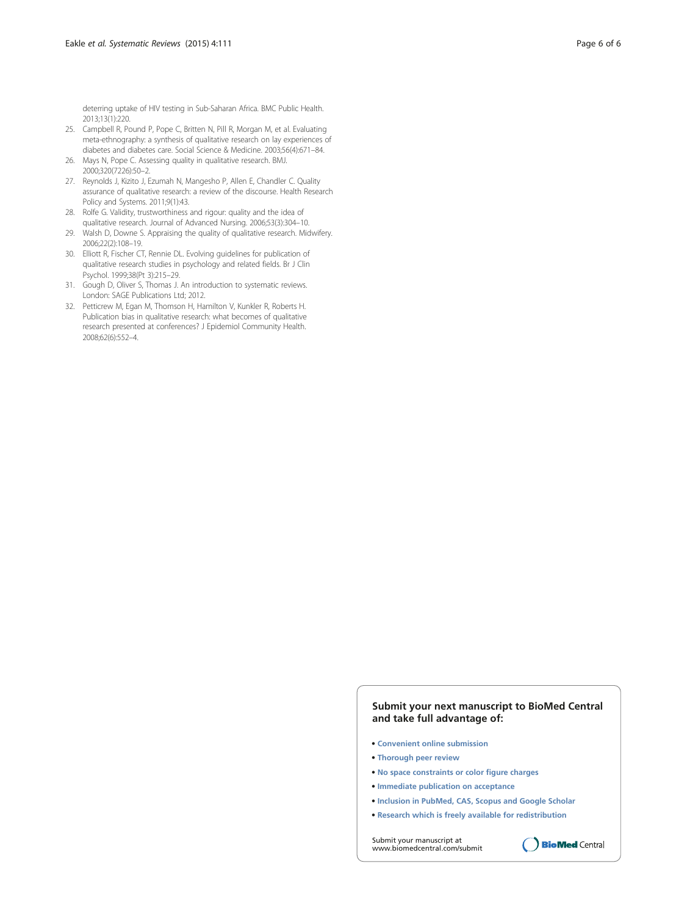deterring uptake of HIV testing in Sub-Saharan Africa. BMC Public Health. 2013;13(1):220.

25. Campbell R, Pound P, Pope C, Britten N, Pill R, Morgan M, et al. Evaluating meta-ethnography: a synthesis of qualitative research on lay experiences of diabetes and diabetes care. Social Science & Medicine. 2003;56(4):671–84.
26. Mays N, Pope C. Assessing quality in qualitative research. BMJ. 2000;320(7226):50–2.
27. Reynolds J, Kizito J, Ezumah N, Mangesho P, Allen E, Chandler C. Quality assurance of qualitative research: a review of the discourse. Health Research Policy and Systems. 2011;9(1):43.
28. Rolfe G. Validity, trustworthiness and rigour: quality and the idea of qualitative research. Journal of Advanced Nursing. 2006;53(3):304–10.
29. Walsh D, Downe S. Appraising the quality of qualitative research. Midwifery. 2006;22(2):108–19.
30. Elliott R, Fischer CT, Rennie DL. Evolving guidelines for publication of qualitative research studies in psychology and related fields. Br J Clin Psychol. 1999;38(Pt 3):215–29.
31. Gough D, Oliver S, Thomas J. An introduction to systematic reviews. London: SAGE Publications Ltd; 2012.
32. Petticrew M, Egan M, Thomson H, Hamilton V, Kunkler R, Roberts H. Publication bias in qualitative research: what becomes of qualitative research presented at conferences? J Epidemiol Community Health. 2008;62(6):552–4.

**Submit your next manuscript to BioMed Central and take full advantage of:**

- **Convenient online submission**
- **Thorough peer review**
- **No space constraints or color figure charges**
- **Immediate publication on acceptance**
- **Inclusion in PubMed, CAS, Scopus and Google Scholar**
- **Research which is freely available for redistribution**

Submit your manuscript at
www.biomedcentral.com/submit

BioMed Central